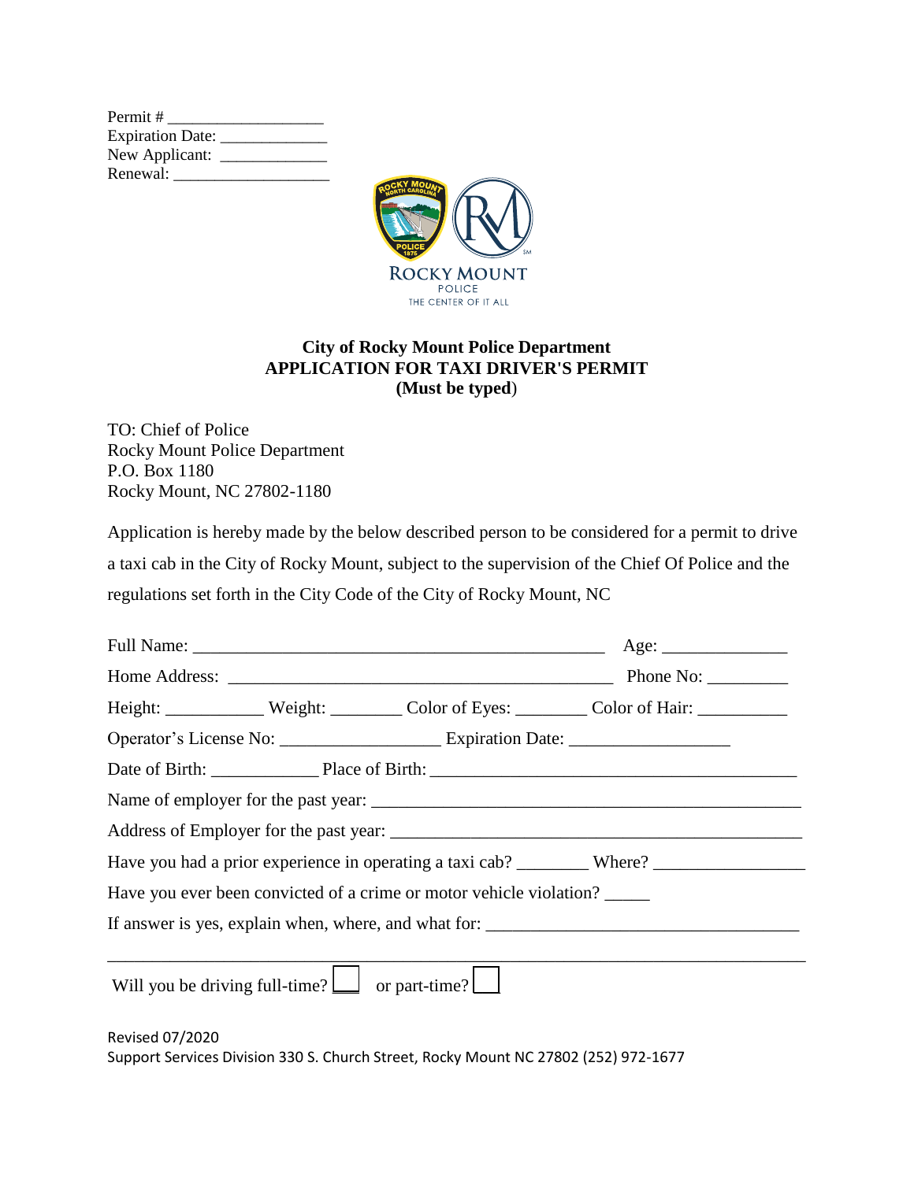Permit # ___________________
Expiration Date: _____________
New Applicant: _____________
Renewal: ___________________

ROCKY MOUNT
POLICE
THE CENTER OF IT ALL

**City of Rocky Mount Police Department**
**APPLICATION FOR TAXI DRIVER'S PERMIT**
**(Must be typed)**

TO: Chief of Police
Rocky Mount Police Department
P.O. Box 1180
Rocky Mount, NC 27802-1180

Application is hereby made by the below described person to be considered for a permit to drive a taxi cab in the City of Rocky Mount, subject to the supervision of the Chief Of Police and the regulations set forth in the City Code of the City of Rocky Mount, NC

Full Name: _______________________________________________ Age: ______________

Home Address: ____________________________________________ Phone No: _________

Height: ___________ Weight: ________ Color of Eyes: ________ Color of Hair: __________

Operator's License No: __________________ Expiration Date: __________________

Date of Birth: ____________ Place of Birth: __________________________________________

Name of employer for the past year: _____________________________________________

Address of Employer for the past year: ___________________________________________

Have you had a prior experience in operating a taxi cab? ________ Where? ________________

Have you ever been convicted of a crime or motor vehicle violation? _____

If answer is yes, explain when, where, and what for: ____________________________________

________________________________________________________________________________

Will you be driving full-time? ☐ or part-time? ☐

Revised 07/2020
Support Services Division 330 S. Church Street, Rocky Mount NC 27802 (252) 972-1677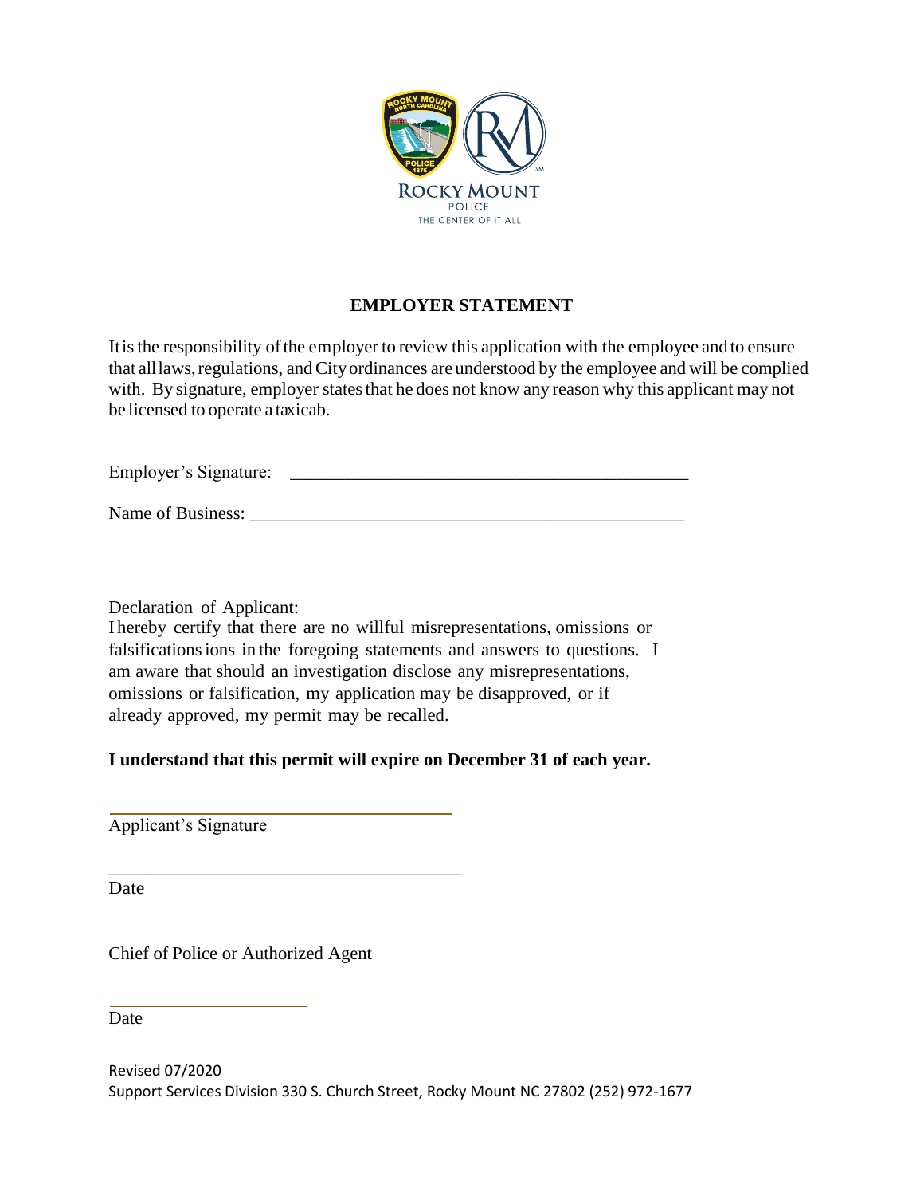# EMPLOYER STATEMENT

It is the responsibility of the employer to review this application with the employee and to ensure that all laws, regulations, and City ordinances are understood by the employee and will be complied with. By signature, employer states that he does not know any reason why this applicant may not be licensed to operate a taxicab.

Employer's Signature: ___________________________________________

Name of Business: _______________________________________________

Declaration of Applicant:
I hereby certify that there are no willful misrepresentations, omissions or falsifications ions in the foregoing statements and answers to questions. I am aware that should an investigation disclose any misrepresentations, omissions or falsification, my application may be disapproved, or if already approved, my permit may be recalled.

**I understand that this permit will expire on December 31 of each year.**

_____________________________________
Applicant's Signature

_____________________________________
Date

_____________________________________
Chief of Police or Authorized Agent

_______________________
Date

Revised 07/2020
Support Services Division 330 S. Church Street, Rocky Mount NC 27802 (252) 972-1677